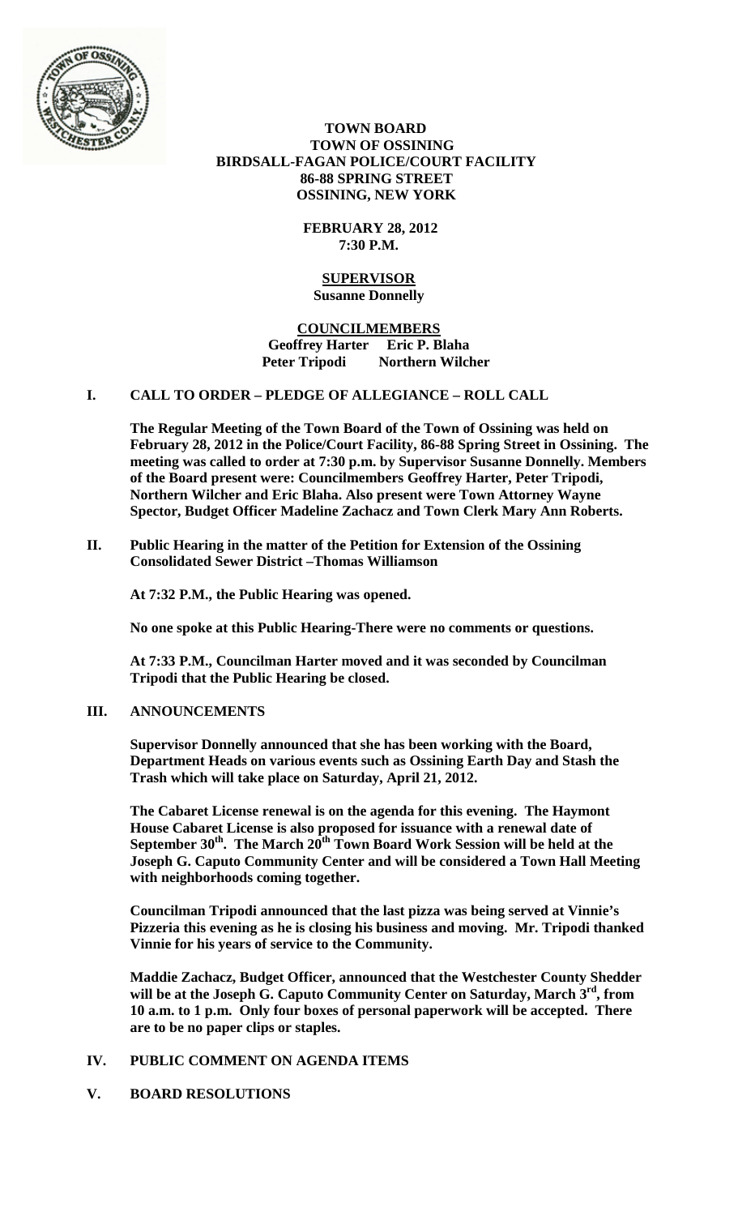# TOWN BOARD
## TOWN OF OSSINING
## BIRDSALL-FAGAN POLICE/COURT FACILITY
## 86-88 SPRING STREET
## OSSINING, NEW YORK

**FEBRUARY 28, 2012**
**7:30 P.M.**

**SUPERVISOR**
**Susanne Donnelly**

**COUNCILMEMBERS**
**Geoffrey Harter Eric P. Blaha**
**Peter Tripodi Northern Wilcher**

## I. CALL TO ORDER – PLEDGE OF ALLEGIANCE – ROLL CALL

**The Regular Meeting of the Town Board of the Town of Ossining was held on February 28, 2012 in the Police/Court Facility, 86-88 Spring Street in Ossining. The meeting was called to order at 7:30 p.m. by Supervisor Susanne Donnelly. Members of the Board present were: Councilmembers Geoffrey Harter, Peter Tripodi, Northern Wilcher and Eric Blaha. Also present were Town Attorney Wayne Spector, Budget Officer Madeline Zachacz and Town Clerk Mary Ann Roberts.**

## II. Public Hearing in the matter of the Petition for Extension of the Ossining Consolidated Sewer District –Thomas Williamson

**At 7:32 P.M., the Public Hearing was opened.**

**No one spoke at this Public Hearing-There were no comments or questions.**

**At 7:33 P.M., Councilman Harter moved and it was seconded by Councilman Tripodi that the Public Hearing be closed.**

## III. ANNOUNCEMENTS

**Supervisor Donnelly announced that she has been working with the Board, Department Heads on various events such as Ossining Earth Day and Stash the Trash which will take place on Saturday, April 21, 2012.**

**The Cabaret License renewal is on the agenda for this evening. The Haymont House Cabaret License is also proposed for issuance with a renewal date of September 30th. The March 20th Town Board Work Session will be held at the Joseph G. Caputo Community Center and will be considered a Town Hall Meeting with neighborhoods coming together.**

**Councilman Tripodi announced that the last pizza was being served at Vinnie's Pizzeria this evening as he is closing his business and moving. Mr. Tripodi thanked Vinnie for his years of service to the Community.**

**Maddie Zachacz, Budget Officer, announced that the Westchester County Shedder will be at the Joseph G. Caputo Community Center on Saturday, March 3rd, from 10 a.m. to 1 p.m. Only four boxes of personal paperwork will be accepted. There are to be no paper clips or staples.**

## IV. PUBLIC COMMENT ON AGENDA ITEMS

## V. BOARD RESOLUTIONS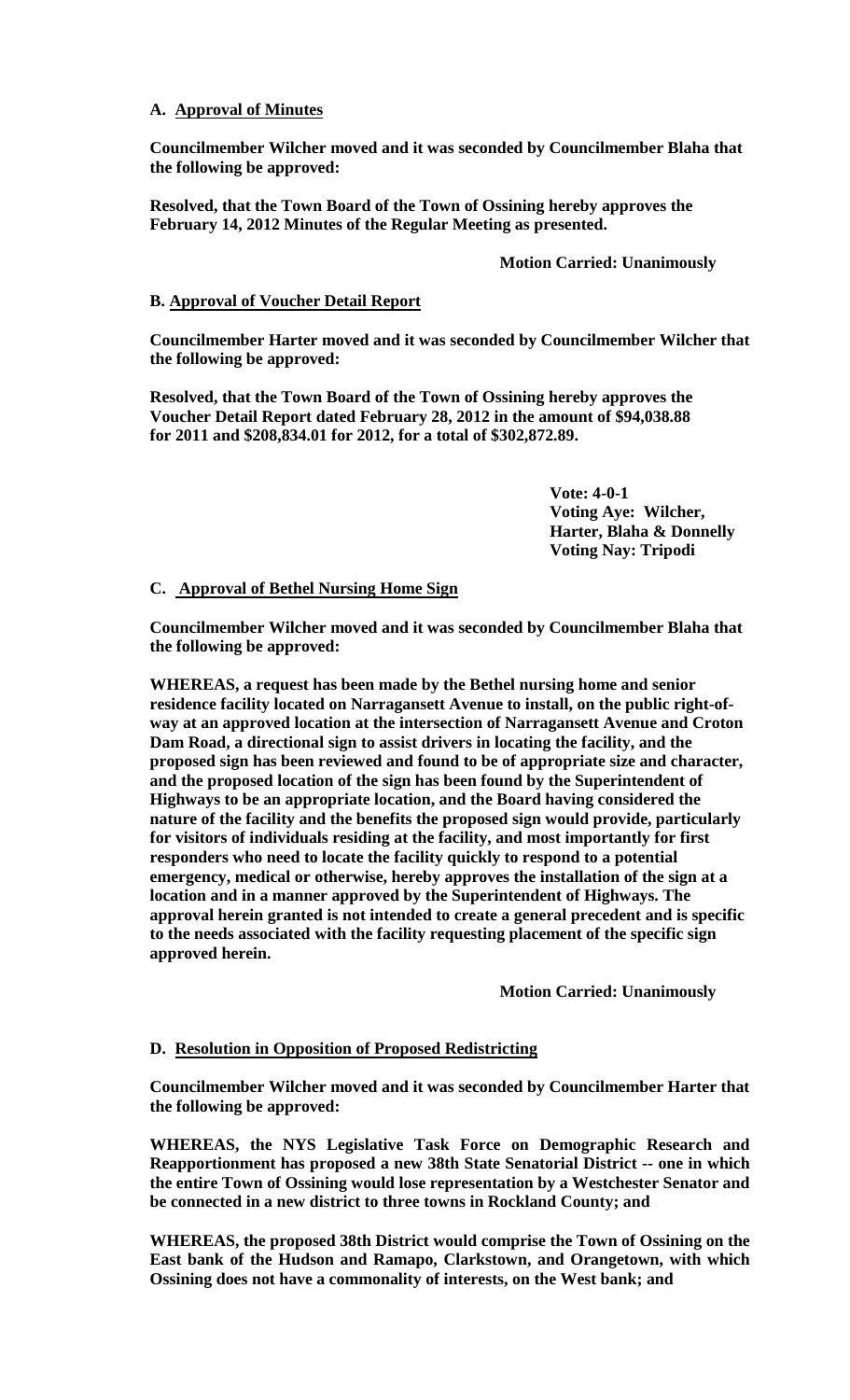**A. <u>Approval of Minutes</u>**

**Councilmember Wilcher moved and it was seconded by Councilmember Blaha that the following be approved:**

**Resolved, that the Town Board of the Town of Ossining hereby approves the February 14, 2012 Minutes of the Regular Meeting as presented.**

**Motion Carried: Unanimously**

**B. <u>Approval of Voucher Detail Report</u>**

**Councilmember Harter moved and it was seconded by Councilmember Wilcher that the following be approved:**

**Resolved, that the Town Board of the Town of Ossining hereby approves the Voucher Detail Report dated February 28, 2012 in the amount of $94,038.88 for 2011 and $208,834.01 for 2012, for a total of $302,872.89.**

**Vote: 4-0-1**
**Voting Aye: Wilcher, Harter, Blaha & Donnelly**
**Voting Nay: Tripodi**

**C. <u>Approval of Bethel Nursing Home Sign</u>**

**Councilmember Wilcher moved and it was seconded by Councilmember Blaha that the following be approved:**

**WHEREAS, a request has been made by the Bethel nursing home and senior residence facility located on Narragansett Avenue to install, on the public right-of-way at an approved location at the intersection of Narragansett Avenue and Croton Dam Road, a directional sign to assist drivers in locating the facility, and the proposed sign has been reviewed and found to be of appropriate size and character, and the proposed location of the sign has been found by the Superintendent of Highways to be an appropriate location, and the Board having considered the nature of the facility and the benefits the proposed sign would provide, particularly for visitors of individuals residing at the facility, and most importantly for first responders who need to locate the facility quickly to respond to a potential emergency, medical or otherwise, hereby approves the installation of the sign at a location and in a manner approved by the Superintendent of Highways. The approval herein granted is not intended to create a general precedent and is specific to the needs associated with the facility requesting placement of the specific sign approved herein.**

**Motion Carried: Unanimously**

**D. <u>Resolution in Opposition of Proposed Redistricting</u>**

**Councilmember Wilcher moved and it was seconded by Councilmember Harter that the following be approved:**

**WHEREAS, the NYS Legislative Task Force on Demographic Research and Reapportionment has proposed a new 38th State Senatorial District -- one in which the entire Town of Ossining would lose representation by a Westchester Senator and be connected in a new district to three towns in Rockland County; and**

**WHEREAS, the proposed 38th District would comprise the Town of Ossining on the East bank of the Hudson and Ramapo, Clarkstown, and Orangetown, with which Ossining does not have a commonality of interests, on the West bank; and**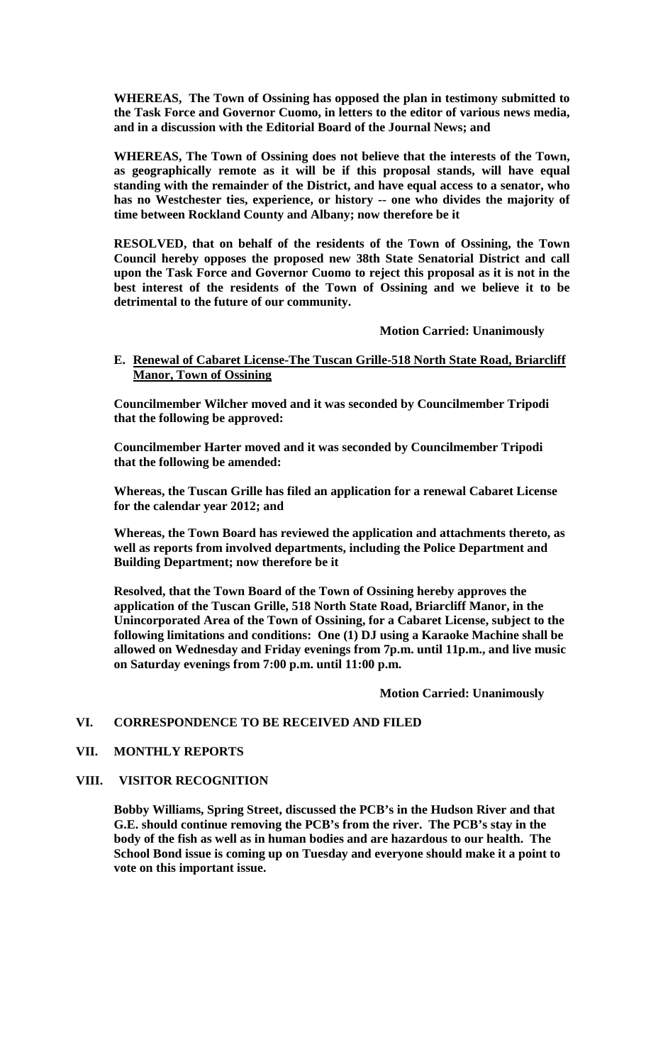**WHEREAS, The Town of Ossining has opposed the plan in testimony submitted to the Task Force and Governor Cuomo, in letters to the editor of various news media, and in a discussion with the Editorial Board of the Journal News; and**

**WHEREAS, The Town of Ossining does not believe that the interests of the Town, as geographically remote as it will be if this proposal stands, will have equal standing with the remainder of the District, and have equal access to a senator, who has no Westchester ties, experience, or history -- one who divides the majority of time between Rockland County and Albany; now therefore be it**

**RESOLVED, that on behalf of the residents of the Town of Ossining, the Town Council hereby opposes the proposed new 38th State Senatorial District and call upon the Task Force and Governor Cuomo to reject this proposal as it is not in the best interest of the residents of the Town of Ossining and we believe it to be detrimental to the future of our community.**

**Motion Carried: Unanimously**

**E. Renewal of Cabaret License-The Tuscan Grille-518 North State Road, Briarcliff Manor, Town of Ossining**

**Councilmember Wilcher moved and it was seconded by Councilmember Tripodi that the following be approved:**

**Councilmember Harter moved and it was seconded by Councilmember Tripodi that the following be amended:**

**Whereas, the Tuscan Grille has filed an application for a renewal Cabaret License for the calendar year 2012; and**

**Whereas, the Town Board has reviewed the application and attachments thereto, as well as reports from involved departments, including the Police Department and Building Department; now therefore be it**

**Resolved, that the Town Board of the Town of Ossining hereby approves the application of the Tuscan Grille, 518 North State Road, Briarcliff Manor, in the Unincorporated Area of the Town of Ossining, for a Cabaret License, subject to the following limitations and conditions: One (1) DJ using a Karaoke Machine shall be allowed on Wednesday and Friday evenings from 7p.m. until 11p.m., and live music on Saturday evenings from 7:00 p.m. until 11:00 p.m.**

**Motion Carried: Unanimously**

## VI. CORRESPONDENCE TO BE RECEIVED AND FILED

## VII. MONTHLY REPORTS

## VIII. VISITOR RECOGNITION

**Bobby Williams, Spring Street, discussed the PCB's in the Hudson River and that G.E. should continue removing the PCB's from the river. The PCB's stay in the body of the fish as well as in human bodies and are hazardous to our health. The School Bond issue is coming up on Tuesday and everyone should make it a point to vote on this important issue.**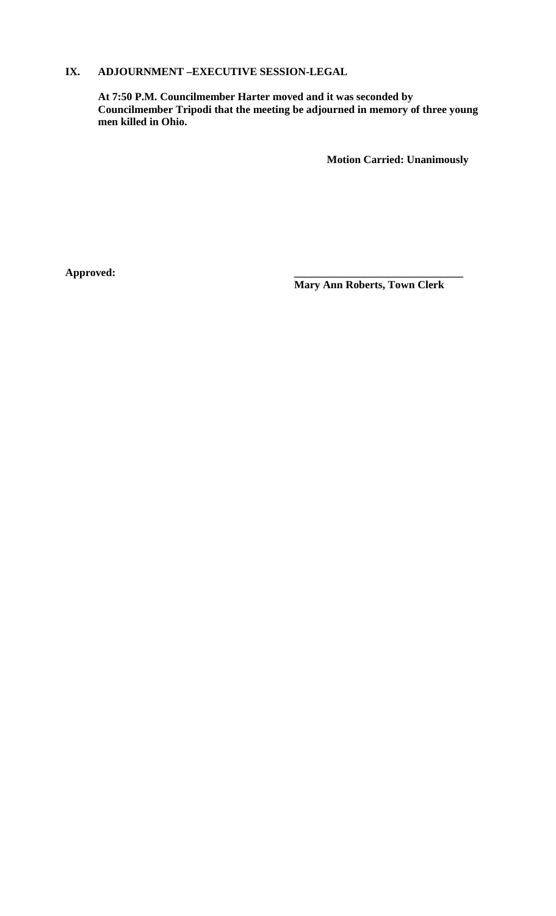## IX. ADJOURNMENT –EXECUTIVE SESSION-LEGAL

**At 7:50 P.M. Councilmember Harter moved and it was seconded by Councilmember Tripodi that the meeting be adjourned in memory of three young men killed in Ohio.**

**Motion Carried: Unanimously**

**Approved:** \_\_\_\_\_\_\_\_\_\_\_\_\_\_\_\_\_\_\_\_\_\_\_\_\_\_\_\_\_\_\_

**Mary Ann Roberts, Town Clerk**